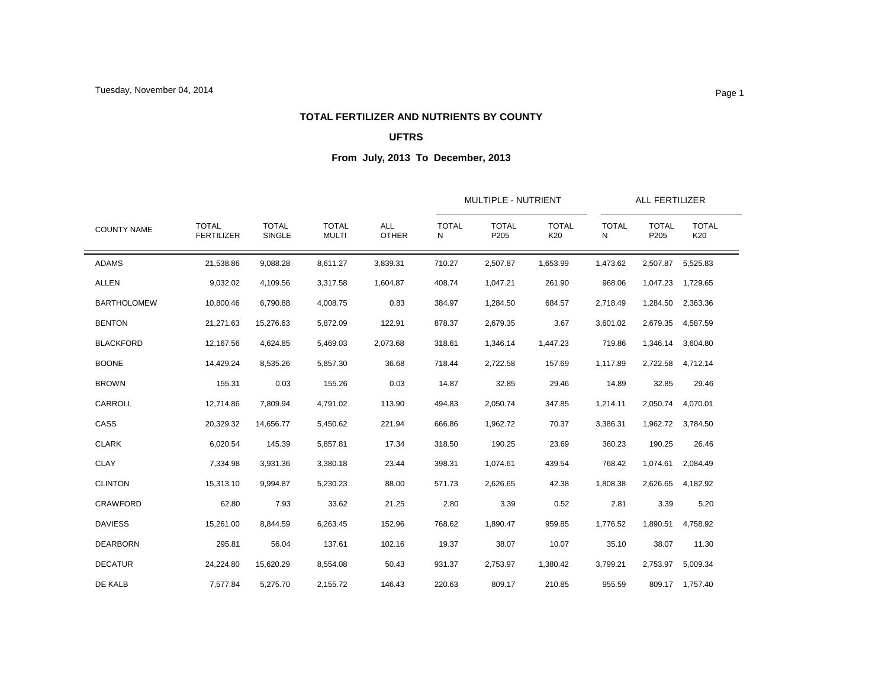Tuesday, November 04, 2014

## TOTAL FERTILIZER AND NUTRIENTS BY COUNTY

### UFTRS

### From July, 2013 To December, 2013

| COUNTY NAME | TOTAL FERTILIZER | TOTAL SINGLE | TOTAL MULTI | ALL OTHER | MULTIPLE - NUTRIENT | | | ALL FERTILIZER | | |
|---|---|---|---|---|---|---|---|---|---|---|
| | | | | | TOTAL N | TOTAL P205 | TOTAL K20 | TOTAL N | TOTAL P205 | TOTAL K20 |
| ADAMS | 21,538.86 | 9,088.28 | 8,611.27 | 3,839.31 | 710.27 | 2,507.87 | 1,653.99 | 1,473.62 | 2,507.87 | 5,525.83 |
| ALLEN | 9,032.02 | 4,109.56 | 3,317.58 | 1,604.87 | 408.74 | 1,047.21 | 261.90 | 968.06 | 1,047.23 | 1,729.65 |
| BARTHOLOMEW | 10,800.46 | 6,790.88 | 4,008.75 | 0.83 | 384.97 | 1,284.50 | 684.57 | 2,718.49 | 1,284.50 | 2,363.36 |
| BENTON | 21,271.63 | 15,276.63 | 5,872.09 | 122.91 | 878.37 | 2,679.35 | 3.67 | 3,601.02 | 2,679.35 | 4,587.59 |
| BLACKFORD | 12,167.56 | 4,624.85 | 5,469.03 | 2,073.68 | 318.61 | 1,346.14 | 1,447.23 | 719.86 | 1,346.14 | 3,604.80 |
| BOONE | 14,429.24 | 8,535.26 | 5,857.30 | 36.68 | 718.44 | 2,722.58 | 157.69 | 1,117.89 | 2,722.58 | 4,712.14 |
| BROWN | 155.31 | 0.03 | 155.26 | 0.03 | 14.87 | 32.85 | 29.46 | 14.89 | 32.85 | 29.46 |
| CARROLL | 12,714.86 | 7,809.94 | 4,791.02 | 113.90 | 494.83 | 2,050.74 | 347.85 | 1,214.11 | 2,050.74 | 4,070.01 |
| CASS | 20,329.32 | 14,656.77 | 5,450.62 | 221.94 | 666.86 | 1,962.72 | 70.37 | 3,386.31 | 1,962.72 | 3,784.50 |
| CLARK | 6,020.54 | 145.39 | 5,857.81 | 17.34 | 318.50 | 190.25 | 23.69 | 360.23 | 190.25 | 26.46 |
| CLAY | 7,334.98 | 3,931.36 | 3,380.18 | 23.44 | 398.31 | 1,074.61 | 439.54 | 768.42 | 1,074.61 | 2,084.49 |
| CLINTON | 15,313.10 | 9,994.87 | 5,230.23 | 88.00 | 571.73 | 2,626.65 | 42.38 | 1,808.38 | 2,626.65 | 4,182.92 |
| CRAWFORD | 62.80 | 7.93 | 33.62 | 21.25 | 2.80 | 3.39 | 0.52 | 2.81 | 3.39 | 5.20 |
| DAVIESS | 15,261.00 | 8,844.59 | 6,263.45 | 152.96 | 768.62 | 1,890.47 | 959.85 | 1,776.52 | 1,890.51 | 4,758.92 |
| DEARBORN | 295.81 | 56.04 | 137.61 | 102.16 | 19.37 | 38.07 | 10.07 | 35.10 | 38.07 | 11.30 |
| DECATUR | 24,224.80 | 15,620.29 | 8,554.08 | 50.43 | 931.37 | 2,753.97 | 1,380.42 | 3,799.21 | 2,753.97 | 5,009.34 |
| DE KALB | 7,577.84 | 5,275.70 | 2,155.72 | 146.43 | 220.63 | 809.17 | 210.85 | 955.59 | 809.17 | 1,757.40 |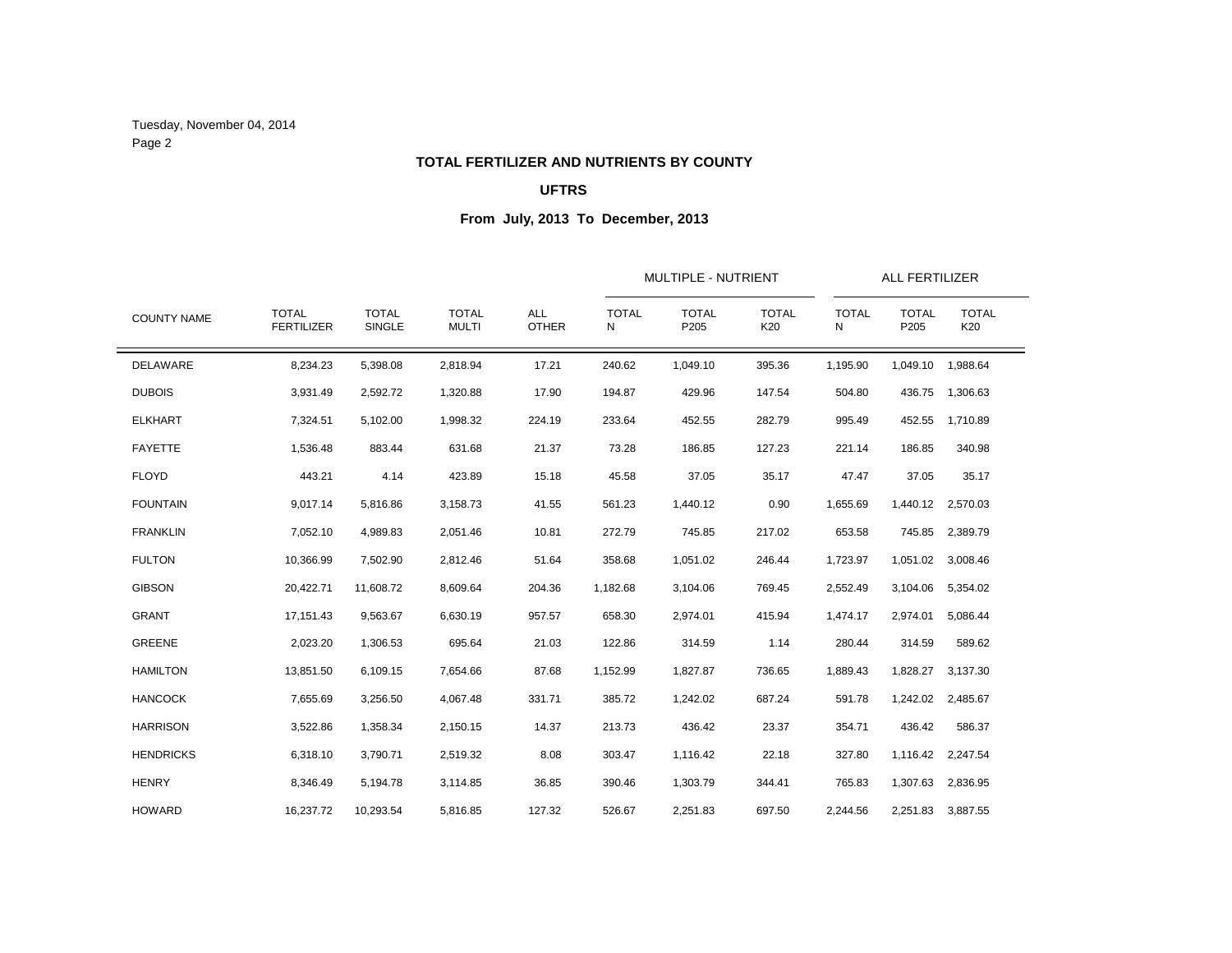## TOTAL FERTILIZER AND NUTRIENTS BY COUNTY

### UFTRS

### From July, 2013 To December, 2013

| COUNTY NAME | TOTAL FERTILIZER | TOTAL SINGLE | TOTAL MULTI | ALL OTHER | MULTIPLE - NUTRIENT | | | ALL FERTILIZER | | |
|---|---|---|---|---|---|---|---|---|---|---|
| | | | | | TOTAL N | TOTAL P205 | TOTAL K20 | TOTAL N | TOTAL P205 | TOTAL K20 |
| DELAWARE | 8,234.23 | 5,398.08 | 2,818.94 | 17.21 | 240.62 | 1,049.10 | 395.36 | 1,195.90 | 1,049.10 | 1,988.64 |
| DUBOIS | 3,931.49 | 2,592.72 | 1,320.88 | 17.90 | 194.87 | 429.96 | 147.54 | 504.80 | 436.75 | 1,306.63 |
| ELKHART | 7,324.51 | 5,102.00 | 1,998.32 | 224.19 | 233.64 | 452.55 | 282.79 | 995.49 | 452.55 | 1,710.89 |
| FAYETTE | 1,536.48 | 883.44 | 631.68 | 21.37 | 73.28 | 186.85 | 127.23 | 221.14 | 186.85 | 340.98 |
| FLOYD | 443.21 | 4.14 | 423.89 | 15.18 | 45.58 | 37.05 | 35.17 | 47.47 | 37.05 | 35.17 |
| FOUNTAIN | 9,017.14 | 5,816.86 | 3,158.73 | 41.55 | 561.23 | 1,440.12 | 0.90 | 1,655.69 | 1,440.12 | 2,570.03 |
| FRANKLIN | 7,052.10 | 4,989.83 | 2,051.46 | 10.81 | 272.79 | 745.85 | 217.02 | 653.58 | 745.85 | 2,389.79 |
| FULTON | 10,366.99 | 7,502.90 | 2,812.46 | 51.64 | 358.68 | 1,051.02 | 246.44 | 1,723.97 | 1,051.02 | 3,008.46 |
| GIBSON | 20,422.71 | 11,608.72 | 8,609.64 | 204.36 | 1,182.68 | 3,104.06 | 769.45 | 2,552.49 | 3,104.06 | 5,354.02 |
| GRANT | 17,151.43 | 9,563.67 | 6,630.19 | 957.57 | 658.30 | 2,974.01 | 415.94 | 1,474.17 | 2,974.01 | 5,086.44 |
| GREENE | 2,023.20 | 1,306.53 | 695.64 | 21.03 | 122.86 | 314.59 | 1.14 | 280.44 | 314.59 | 589.62 |
| HAMILTON | 13,851.50 | 6,109.15 | 7,654.66 | 87.68 | 1,152.99 | 1,827.87 | 736.65 | 1,889.43 | 1,828.27 | 3,137.30 |
| HANCOCK | 7,655.69 | 3,256.50 | 4,067.48 | 331.71 | 385.72 | 1,242.02 | 687.24 | 591.78 | 1,242.02 | 2,485.67 |
| HARRISON | 3,522.86 | 1,358.34 | 2,150.15 | 14.37 | 213.73 | 436.42 | 23.37 | 354.71 | 436.42 | 586.37 |
| HENDRICKS | 6,318.10 | 3,790.71 | 2,519.32 | 8.08 | 303.47 | 1,116.42 | 22.18 | 327.80 | 1,116.42 | 2,247.54 |
| HENRY | 8,346.49 | 5,194.78 | 3,114.85 | 36.85 | 390.46 | 1,303.79 | 344.41 | 765.83 | 1,307.63 | 2,836.95 |
| HOWARD | 16,237.72 | 10,293.54 | 5,816.85 | 127.32 | 526.67 | 2,251.83 | 697.50 | 2,244.56 | 2,251.83 | 3,887.55 |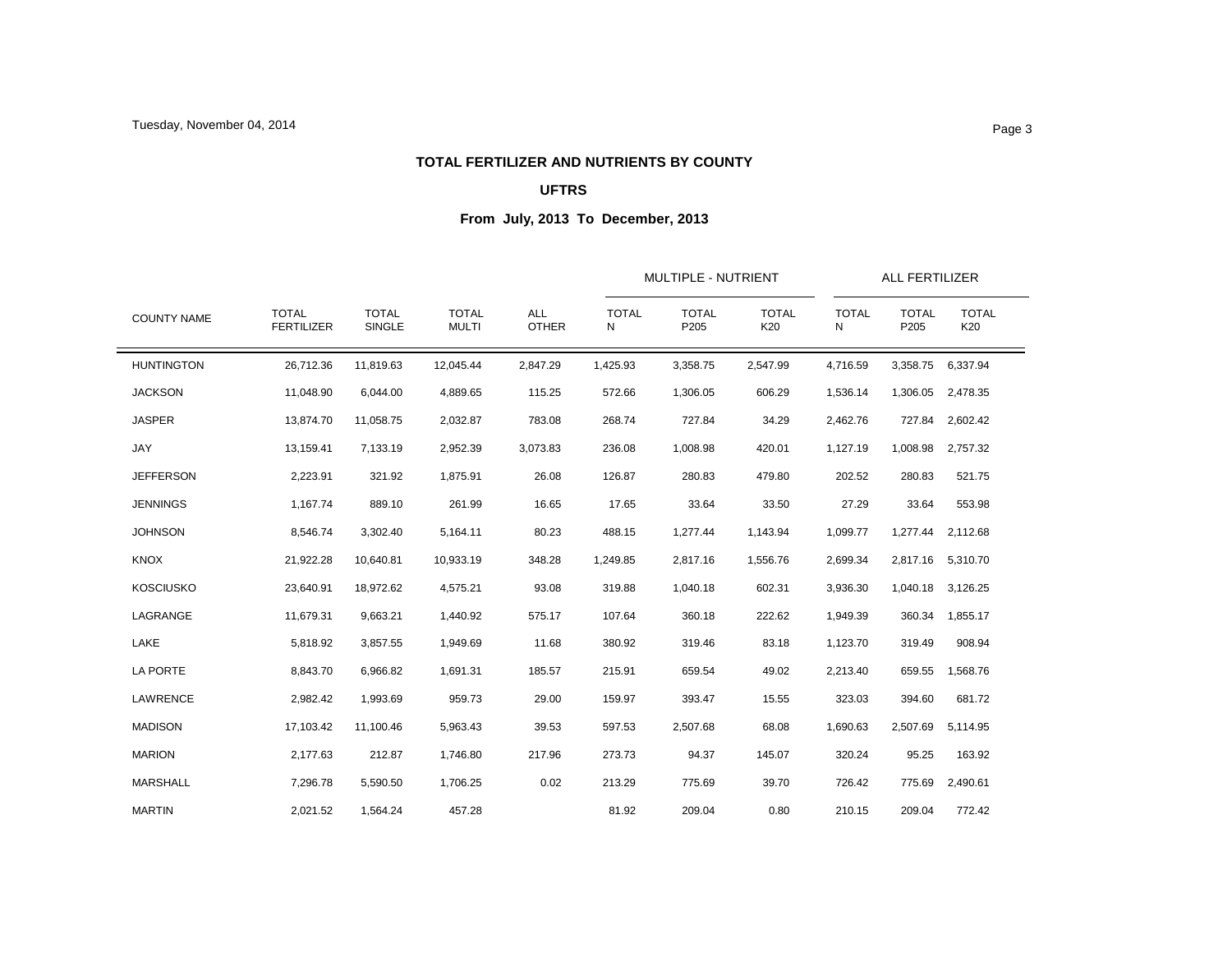**TOTAL FERTILIZER AND NUTRIENTS BY COUNTY**

**UFTRS**

**From July, 2013 To December, 2013**

| COUNTY NAME | TOTAL FERTILIZER | TOTAL SINGLE | TOTAL MULTI | ALL OTHER | MULTIPLE - NUTRIENT | | | ALL FERTILIZER | | |
|---|---|---|---|---|---|---|---|---|---|---|
| | | | | | TOTAL N | TOTAL P205 | TOTAL K20 | TOTAL N | TOTAL P205 | TOTAL K20 |
| HUNTINGTON | 26,712.36 | 11,819.63 | 12,045.44 | 2,847.29 | 1,425.93 | 3,358.75 | 2,547.99 | 4,716.59 | 3,358.75 | 6,337.94 |
| JACKSON | 11,048.90 | 6,044.00 | 4,889.65 | 115.25 | 572.66 | 1,306.05 | 606.29 | 1,536.14 | 1,306.05 | 2,478.35 |
| JASPER | 13,874.70 | 11,058.75 | 2,032.87 | 783.08 | 268.74 | 727.84 | 34.29 | 2,462.76 | 727.84 | 2,602.42 |
| JAY | 13,159.41 | 7,133.19 | 2,952.39 | 3,073.83 | 236.08 | 1,008.98 | 420.01 | 1,127.19 | 1,008.98 | 2,757.32 |
| JEFFERSON | 2,223.91 | 321.92 | 1,875.91 | 26.08 | 126.87 | 280.83 | 479.80 | 202.52 | 280.83 | 521.75 |
| JENNINGS | 1,167.74 | 889.10 | 261.99 | 16.65 | 17.65 | 33.64 | 33.50 | 27.29 | 33.64 | 553.98 |
| JOHNSON | 8,546.74 | 3,302.40 | 5,164.11 | 80.23 | 488.15 | 1,277.44 | 1,143.94 | 1,099.77 | 1,277.44 | 2,112.68 |
| KNOX | 21,922.28 | 10,640.81 | 10,933.19 | 348.28 | 1,249.85 | 2,817.16 | 1,556.76 | 2,699.34 | 2,817.16 | 5,310.70 |
| KOSCIUSKO | 23,640.91 | 18,972.62 | 4,575.21 | 93.08 | 319.88 | 1,040.18 | 602.31 | 3,936.30 | 1,040.18 | 3,126.25 |
| LAGRANGE | 11,679.31 | 9,663.21 | 1,440.92 | 575.17 | 107.64 | 360.18 | 222.62 | 1,949.39 | 360.34 | 1,855.17 |
| LAKE | 5,818.92 | 3,857.55 | 1,949.69 | 11.68 | 380.92 | 319.46 | 83.18 | 1,123.70 | 319.49 | 908.94 |
| LA PORTE | 8,843.70 | 6,966.82 | 1,691.31 | 185.57 | 215.91 | 659.54 | 49.02 | 2,213.40 | 659.55 | 1,568.76 |
| LAWRENCE | 2,982.42 | 1,993.69 | 959.73 | 29.00 | 159.97 | 393.47 | 15.55 | 323.03 | 394.60 | 681.72 |
| MADISON | 17,103.42 | 11,100.46 | 5,963.43 | 39.53 | 597.53 | 2,507.68 | 68.08 | 1,690.63 | 2,507.69 | 5,114.95 |
| MARION | 2,177.63 | 212.87 | 1,746.80 | 217.96 | 273.73 | 94.37 | 145.07 | 320.24 | 95.25 | 163.92 |
| MARSHALL | 7,296.78 | 5,590.50 | 1,706.25 | 0.02 | 213.29 | 775.69 | 39.70 | 726.42 | 775.69 | 2,490.61 |
| MARTIN | 2,021.52 | 1,564.24 | 457.28 | | 81.92 | 209.04 | 0.80 | 210.15 | 209.04 | 772.42 |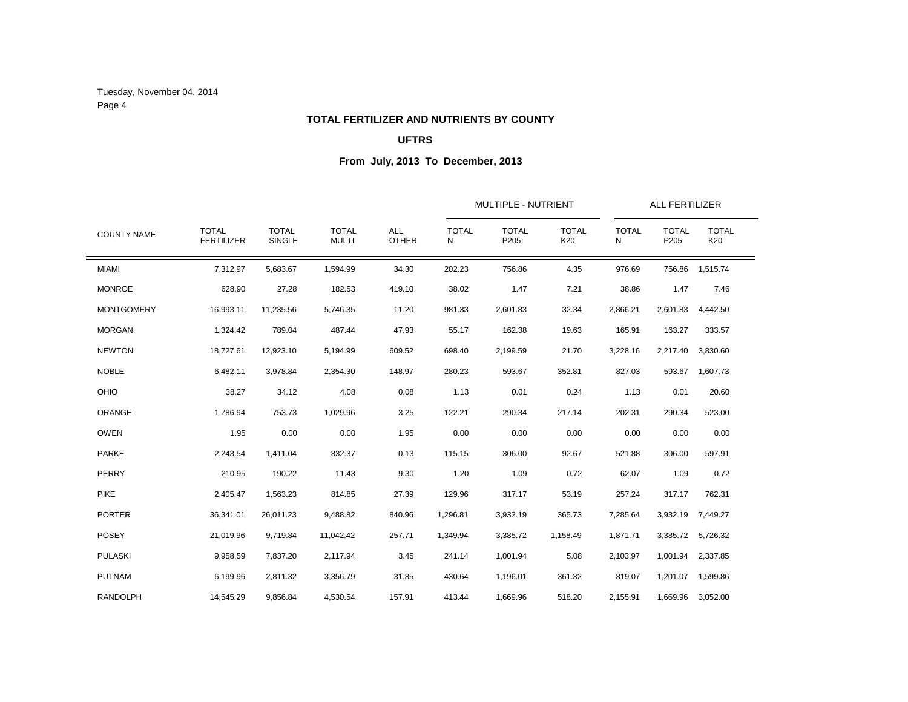Tuesday, November 04, 2014

## TOTAL FERTILIZER AND NUTRIENTS BY COUNTY

### UFTRS

### From July, 2013 To December, 2013

| | | | | | MULTIPLE - NUTRIENT | | | ALL FERTILIZER | | |
|---|---|---|---|---|---|---|---|---|---|---|
| COUNTY NAME | TOTAL FERTILIZER | TOTAL SINGLE | TOTAL MULTI | ALL OTHER | TOTAL N | TOTAL P205 | TOTAL K20 | TOTAL N | TOTAL P205 | TOTAL K20 |
| MIAMI | 7,312.97 | 5,683.67 | 1,594.99 | 34.30 | 202.23 | 756.86 | 4.35 | 976.69 | 756.86 | 1,515.74 |
| MONROE | 628.90 | 27.28 | 182.53 | 419.10 | 38.02 | 1.47 | 7.21 | 38.86 | 1.47 | 7.46 |
| MONTGOMERY | 16,993.11 | 11,235.56 | 5,746.35 | 11.20 | 981.33 | 2,601.83 | 32.34 | 2,866.21 | 2,601.83 | 4,442.50 |
| MORGAN | 1,324.42 | 789.04 | 487.44 | 47.93 | 55.17 | 162.38 | 19.63 | 165.91 | 163.27 | 333.57 |
| NEWTON | 18,727.61 | 12,923.10 | 5,194.99 | 609.52 | 698.40 | 2,199.59 | 21.70 | 3,228.16 | 2,217.40 | 3,830.60 |
| NOBLE | 6,482.11 | 3,978.84 | 2,354.30 | 148.97 | 280.23 | 593.67 | 352.81 | 827.03 | 593.67 | 1,607.73 |
| OHIO | 38.27 | 34.12 | 4.08 | 0.08 | 1.13 | 0.01 | 0.24 | 1.13 | 0.01 | 20.60 |
| ORANGE | 1,786.94 | 753.73 | 1,029.96 | 3.25 | 122.21 | 290.34 | 217.14 | 202.31 | 290.34 | 523.00 |
| OWEN | 1.95 | 0.00 | 0.00 | 1.95 | 0.00 | 0.00 | 0.00 | 0.00 | 0.00 | 0.00 |
| PARKE | 2,243.54 | 1,411.04 | 832.37 | 0.13 | 115.15 | 306.00 | 92.67 | 521.88 | 306.00 | 597.91 |
| PERRY | 210.95 | 190.22 | 11.43 | 9.30 | 1.20 | 1.09 | 0.72 | 62.07 | 1.09 | 0.72 |
| PIKE | 2,405.47 | 1,563.23 | 814.85 | 27.39 | 129.96 | 317.17 | 53.19 | 257.24 | 317.17 | 762.31 |
| PORTER | 36,341.01 | 26,011.23 | 9,488.82 | 840.96 | 1,296.81 | 3,932.19 | 365.73 | 7,285.64 | 3,932.19 | 7,449.27 |
| POSEY | 21,019.96 | 9,719.84 | 11,042.42 | 257.71 | 1,349.94 | 3,385.72 | 1,158.49 | 1,871.71 | 3,385.72 | 5,726.32 |
| PULASKI | 9,958.59 | 7,837.20 | 2,117.94 | 3.45 | 241.14 | 1,001.94 | 5.08 | 2,103.97 | 1,001.94 | 2,337.85 |
| PUTNAM | 6,199.96 | 2,811.32 | 3,356.79 | 31.85 | 430.64 | 1,196.01 | 361.32 | 819.07 | 1,201.07 | 1,599.86 |
| RANDOLPH | 14,545.29 | 9,856.84 | 4,530.54 | 157.91 | 413.44 | 1,669.96 | 518.20 | 2,155.91 | 1,669.96 | 3,052.00 |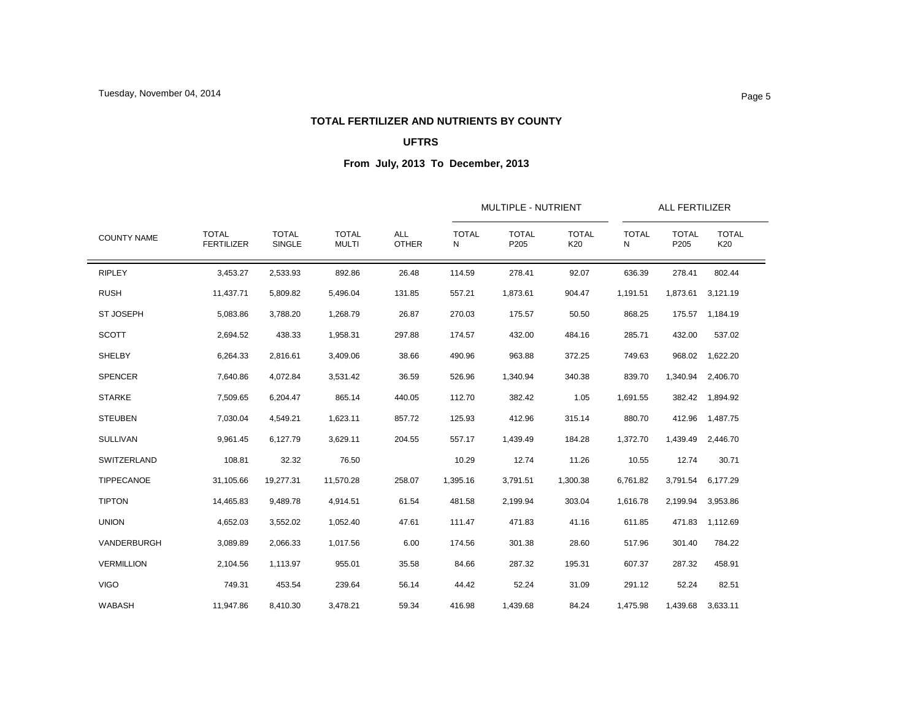**TOTAL FERTILIZER AND NUTRIENTS BY COUNTY**

**UFTRS**

**From July, 2013 To December, 2013**

| COUNTY NAME | TOTAL FERTILIZER | TOTAL SINGLE | TOTAL MULTI | ALL OTHER | MULTIPLE - NUTRIENT | | | ALL FERTILIZER | | |
|---|---|---|---|---|---|---|---|---|---|---|
| | | | | | TOTAL N | TOTAL P205 | TOTAL K20 | TOTAL N | TOTAL P205 | TOTAL K20 |
| RIPLEY | 3,453.27 | 2,533.93 | 892.86 | 26.48 | 114.59 | 278.41 | 92.07 | 636.39 | 278.41 | 802.44 |
| RUSH | 11,437.71 | 5,809.82 | 5,496.04 | 131.85 | 557.21 | 1,873.61 | 904.47 | 1,191.51 | 1,873.61 | 3,121.19 |
| ST JOSEPH | 5,083.86 | 3,788.20 | 1,268.79 | 26.87 | 270.03 | 175.57 | 50.50 | 868.25 | 175.57 | 1,184.19 |
| SCOTT | 2,694.52 | 438.33 | 1,958.31 | 297.88 | 174.57 | 432.00 | 484.16 | 285.71 | 432.00 | 537.02 |
| SHELBY | 6,264.33 | 2,816.61 | 3,409.06 | 38.66 | 490.96 | 963.88 | 372.25 | 749.63 | 968.02 | 1,622.20 |
| SPENCER | 7,640.86 | 4,072.84 | 3,531.42 | 36.59 | 526.96 | 1,340.94 | 340.38 | 839.70 | 1,340.94 | 2,406.70 |
| STARKE | 7,509.65 | 6,204.47 | 865.14 | 440.05 | 112.70 | 382.42 | 1.05 | 1,691.55 | 382.42 | 1,894.92 |
| STEUBEN | 7,030.04 | 4,549.21 | 1,623.11 | 857.72 | 125.93 | 412.96 | 315.14 | 880.70 | 412.96 | 1,487.75 |
| SULLIVAN | 9,961.45 | 6,127.79 | 3,629.11 | 204.55 | 557.17 | 1,439.49 | 184.28 | 1,372.70 | 1,439.49 | 2,446.70 |
| SWITZERLAND | 108.81 | 32.32 | 76.50 | | 10.29 | 12.74 | 11.26 | 10.55 | 12.74 | 30.71 |
| TIPPECANOE | 31,105.66 | 19,277.31 | 11,570.28 | 258.07 | 1,395.16 | 3,791.51 | 1,300.38 | 6,761.82 | 3,791.54 | 6,177.29 |
| TIPTON | 14,465.83 | 9,489.78 | 4,914.51 | 61.54 | 481.58 | 2,199.94 | 303.04 | 1,616.78 | 2,199.94 | 3,953.86 |
| UNION | 4,652.03 | 3,552.02 | 1,052.40 | 47.61 | 111.47 | 471.83 | 41.16 | 611.85 | 471.83 | 1,112.69 |
| VANDERBURGH | 3,089.89 | 2,066.33 | 1,017.56 | 6.00 | 174.56 | 301.38 | 28.60 | 517.96 | 301.40 | 784.22 |
| VERMILLION | 2,104.56 | 1,113.97 | 955.01 | 35.58 | 84.66 | 287.32 | 195.31 | 607.37 | 287.32 | 458.91 |
| VIGO | 749.31 | 453.54 | 239.64 | 56.14 | 44.42 | 52.24 | 31.09 | 291.12 | 52.24 | 82.51 |
| WABASH | 11,947.86 | 8,410.30 | 3,478.21 | 59.34 | 416.98 | 1,439.68 | 84.24 | 1,475.98 | 1,439.68 | 3,633.11 |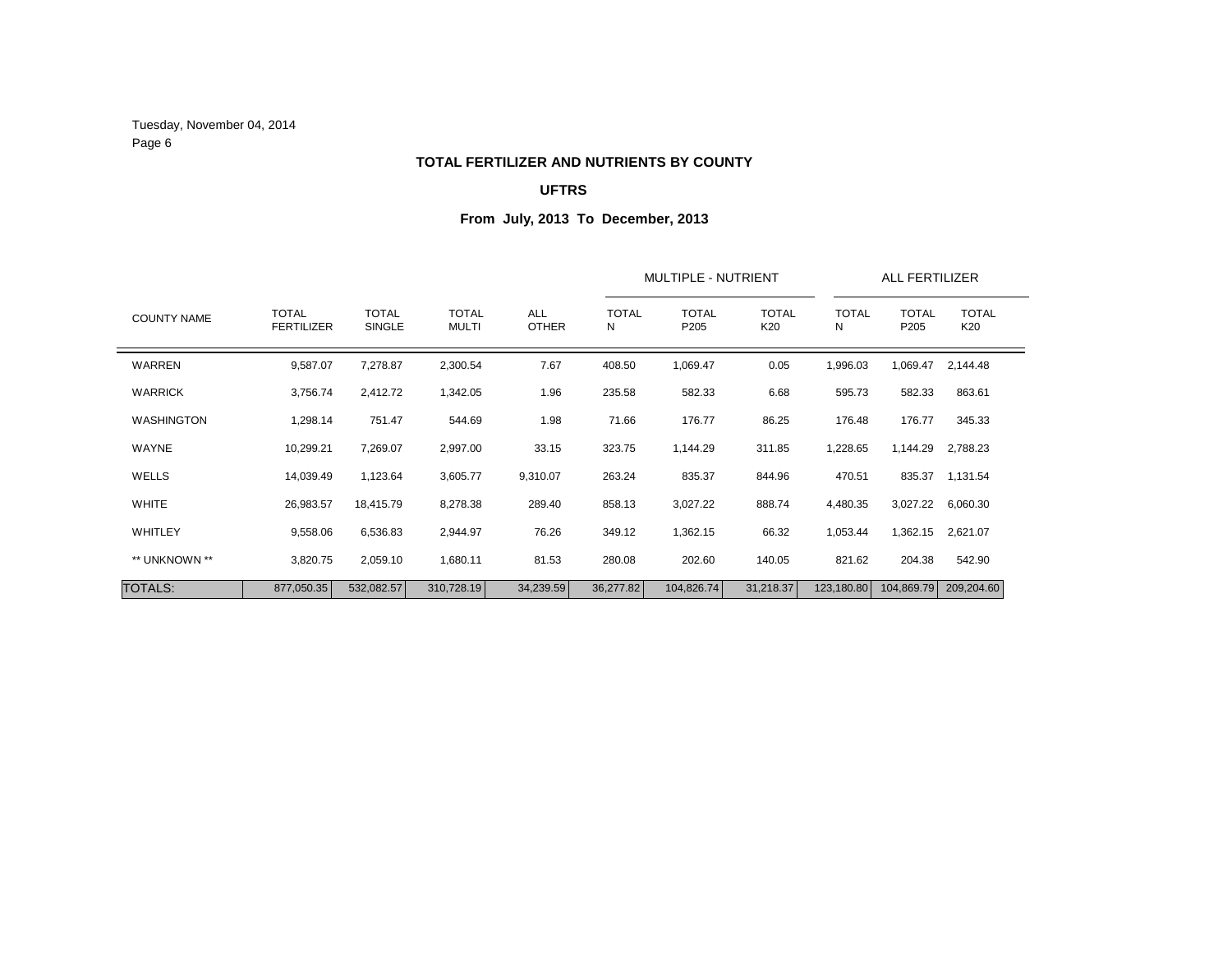Tuesday, November 04, 2014

**TOTAL FERTILIZER AND NUTRIENTS BY COUNTY**

**UFTRS**

**From July, 2013 To December, 2013**

| | | | | | MULTIPLE - NUTRIENT | | | ALL FERTILIZER | | |
|---|---|---|---|---|---|---|---|---|---|---|
| COUNTY NAME | TOTAL FERTILIZER | TOTAL SINGLE | TOTAL MULTI | ALL OTHER | TOTAL N | TOTAL P205 | TOTAL K20 | TOTAL N | TOTAL P205 | TOTAL K20 |
| WARREN | 9,587.07 | 7,278.87 | 2,300.54 | 7.67 | 408.50 | 1,069.47 | 0.05 | 1,996.03 | 1,069.47 | 2,144.48 |
| WARRICK | 3,756.74 | 2,412.72 | 1,342.05 | 1.96 | 235.58 | 582.33 | 6.68 | 595.73 | 582.33 | 863.61 |
| WASHINGTON | 1,298.14 | 751.47 | 544.69 | 1.98 | 71.66 | 176.77 | 86.25 | 176.48 | 176.77 | 345.33 |
| WAYNE | 10,299.21 | 7,269.07 | 2,997.00 | 33.15 | 323.75 | 1,144.29 | 311.85 | 1,228.65 | 1,144.29 | 2,788.23 |
| WELLS | 14,039.49 | 1,123.64 | 3,605.77 | 9,310.07 | 263.24 | 835.37 | 844.96 | 470.51 | 835.37 | 1,131.54 |
| WHITE | 26,983.57 | 18,415.79 | 8,278.38 | 289.40 | 858.13 | 3,027.22 | 888.74 | 4,480.35 | 3,027.22 | 6,060.30 |
| WHITLEY | 9,558.06 | 6,536.83 | 2,944.97 | 76.26 | 349.12 | 1,362.15 | 66.32 | 1,053.44 | 1,362.15 | 2,621.07 |
| ** UNKNOWN ** | 3,820.75 | 2,059.10 | 1,680.11 | 81.53 | 280.08 | 202.60 | 140.05 | 821.62 | 204.38 | 542.90 |
| TOTALS: | 877,050.35 | 532,082.57 | 310,728.19 | 34,239.59 | 36,277.82 | 104,826.74 | 31,218.37 | 123,180.80 | 104,869.79 | 209,204.60 |